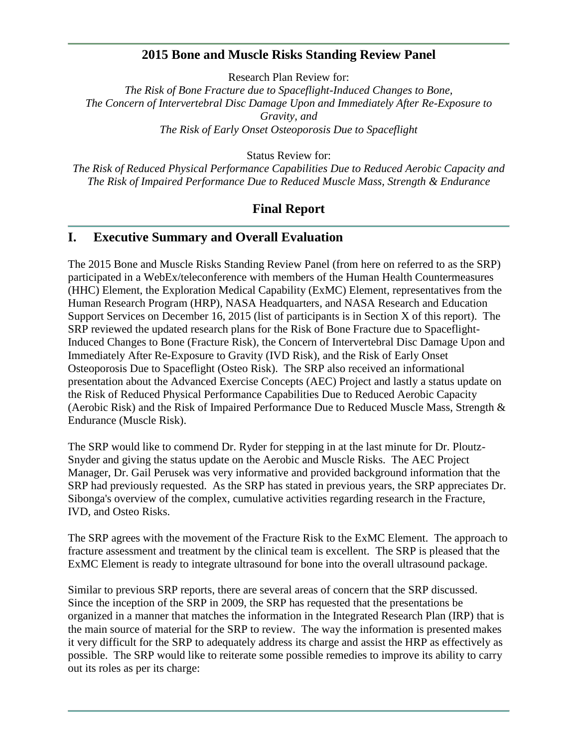# 2015 Bone and Muscle Risks Standing Review Panel

Research Plan Review for:

*The Risk of Bone Fracture due to Spaceflight-Induced Changes to Bone,*
*The Concern of Intervertebral Disc Damage Upon and Immediately After Re-Exposure to Gravity, and*
*The Risk of Early Onset Osteoporosis Due to Spaceflight*

Status Review for:

*The Risk of Reduced Physical Performance Capabilities Due to Reduced Aerobic Capacity and*
*The Risk of Impaired Performance Due to Reduced Muscle Mass, Strength & Endurance*

## Final Report

## I. Executive Summary and Overall Evaluation

The 2015 Bone and Muscle Risks Standing Review Panel (from here on referred to as the SRP) participated in a WebEx/teleconference with members of the Human Health Countermeasures (HHC) Element, the Exploration Medical Capability (ExMC) Element, representatives from the Human Research Program (HRP), NASA Headquarters, and NASA Research and Education Support Services on December 16, 2015 (list of participants is in Section X of this report). The SRP reviewed the updated research plans for the Risk of Bone Fracture due to Spaceflight-Induced Changes to Bone (Fracture Risk), the Concern of Intervertebral Disc Damage Upon and Immediately After Re-Exposure to Gravity (IVD Risk), and the Risk of Early Onset Osteoporosis Due to Spaceflight (Osteo Risk). The SRP also received an informational presentation about the Advanced Exercise Concepts (AEC) Project and lastly a status update on the Risk of Reduced Physical Performance Capabilities Due to Reduced Aerobic Capacity (Aerobic Risk) and the Risk of Impaired Performance Due to Reduced Muscle Mass, Strength & Endurance (Muscle Risk).

The SRP would like to commend Dr. Ryder for stepping in at the last minute for Dr. Ploutz-Snyder and giving the status update on the Aerobic and Muscle Risks. The AEC Project Manager, Dr. Gail Perusek was very informative and provided background information that the SRP had previously requested. As the SRP has stated in previous years, the SRP appreciates Dr. Sibonga's overview of the complex, cumulative activities regarding research in the Fracture, IVD, and Osteo Risks.

The SRP agrees with the movement of the Fracture Risk to the ExMC Element. The approach to fracture assessment and treatment by the clinical team is excellent. The SRP is pleased that the ExMC Element is ready to integrate ultrasound for bone into the overall ultrasound package.

Similar to previous SRP reports, there are several areas of concern that the SRP discussed. Since the inception of the SRP in 2009, the SRP has requested that the presentations be organized in a manner that matches the information in the Integrated Research Plan (IRP) that is the main source of material for the SRP to review. The way the information is presented makes it very difficult for the SRP to adequately address its charge and assist the HRP as effectively as possible. The SRP would like to reiterate some possible remedies to improve its ability to carry out its roles as per its charge: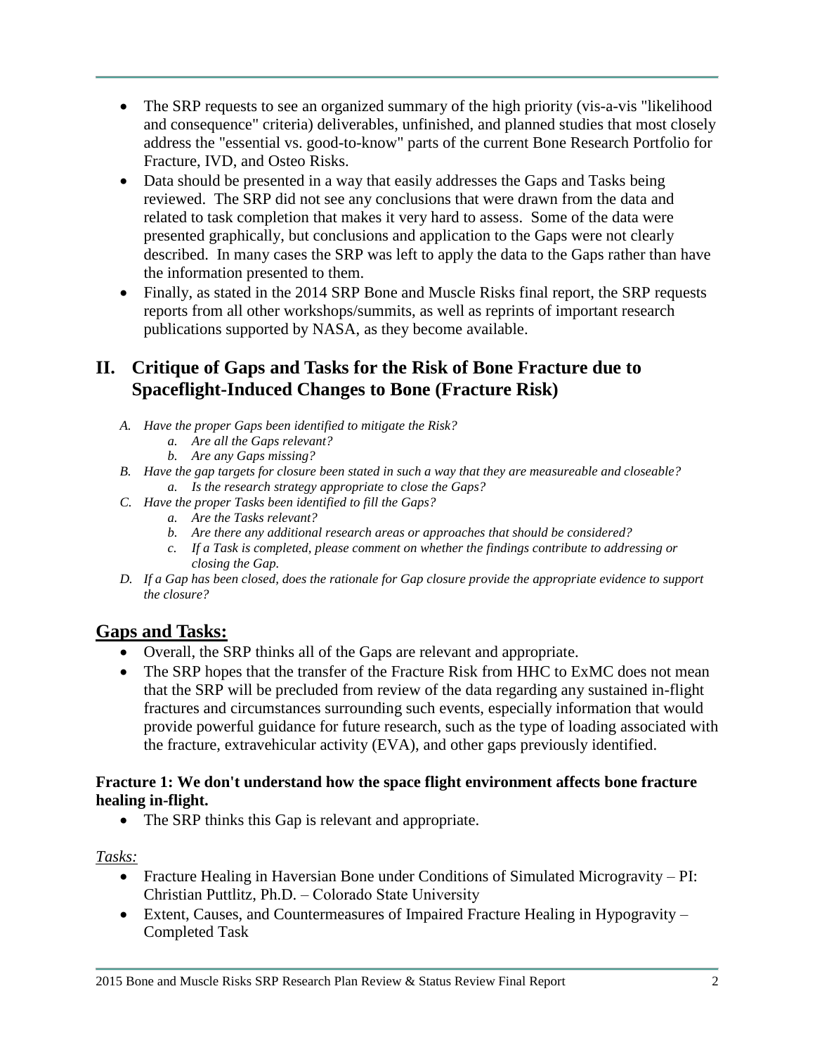- The SRP requests to see an organized summary of the high priority (vis-a-vis "likelihood and consequence" criteria) deliverables, unfinished, and planned studies that most closely address the "essential vs. good-to-know" parts of the current Bone Research Portfolio for Fracture, IVD, and Osteo Risks.
- Data should be presented in a way that easily addresses the Gaps and Tasks being reviewed. The SRP did not see any conclusions that were drawn from the data and related to task completion that makes it very hard to assess. Some of the data were presented graphically, but conclusions and application to the Gaps were not clearly described. In many cases the SRP was left to apply the data to the Gaps rather than have the information presented to them.
- Finally, as stated in the 2014 SRP Bone and Muscle Risks final report, the SRP requests reports from all other workshops/summits, as well as reprints of important research publications supported by NASA, as they become available.

## II. Critique of Gaps and Tasks for the Risk of Bone Fracture due to Spaceflight-Induced Changes to Bone (Fracture Risk)

*A. Have the proper Gaps been identified to mitigate the Risk?*
  *a. Are all the Gaps relevant?*
  *b. Are any Gaps missing?*
*B. Have the gap targets for closure been stated in such a way that they are measureable and closeable?*
  *a. Is the research strategy appropriate to close the Gaps?*
*C. Have the proper Tasks been identified to fill the Gaps?*
  *a. Are the Tasks relevant?*
  *b. Are there any additional research areas or approaches that should be considered?*
  *c. If a Task is completed, please comment on whether the findings contribute to addressing or closing the Gap.*
*D. If a Gap has been closed, does the rationale for Gap closure provide the appropriate evidence to support the closure?*

## Gaps and Tasks:

- Overall, the SRP thinks all of the Gaps are relevant and appropriate.
- The SRP hopes that the transfer of the Fracture Risk from HHC to ExMC does not mean that the SRP will be precluded from review of the data regarding any sustained in-flight fractures and circumstances surrounding such events, especially information that would provide powerful guidance for future research, such as the type of loading associated with the fracture, extravehicular activity (EVA), and other gaps previously identified.

**Fracture 1: We don't understand how the space flight environment affects bone fracture healing in-flight.**

- The SRP thinks this Gap is relevant and appropriate.

*Tasks:*

- Fracture Healing in Haversian Bone under Conditions of Simulated Microgravity – PI: Christian Puttlitz, Ph.D. – Colorado State University
- Extent, Causes, and Countermeasures of Impaired Fracture Healing in Hypogravity – Completed Task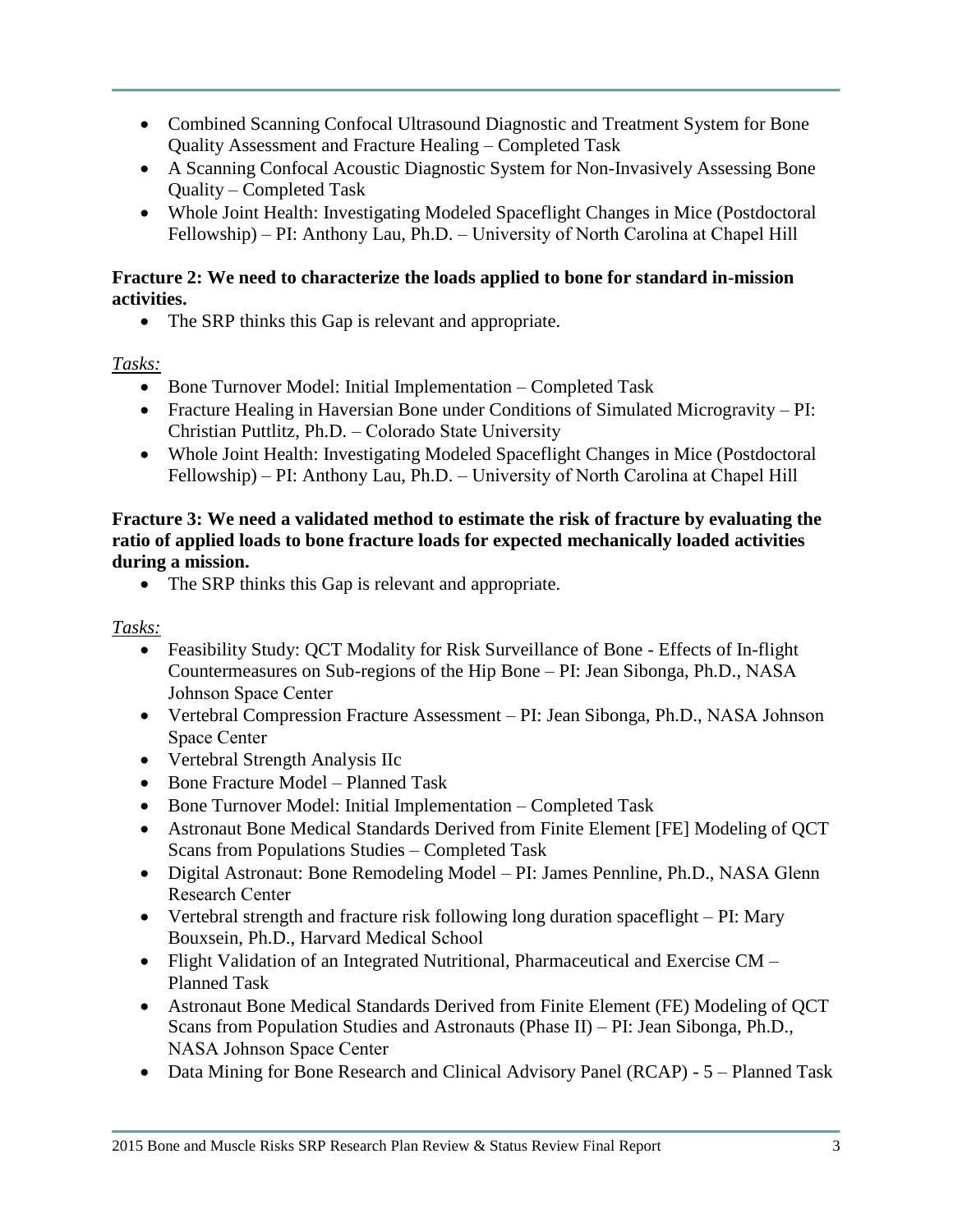- Combined Scanning Confocal Ultrasound Diagnostic and Treatment System for Bone Quality Assessment and Fracture Healing – Completed Task
- A Scanning Confocal Acoustic Diagnostic System for Non-Invasively Assessing Bone Quality – Completed Task
- Whole Joint Health: Investigating Modeled Spaceflight Changes in Mice (Postdoctoral Fellowship) – PI: Anthony Lau, Ph.D. – University of North Carolina at Chapel Hill

**Fracture 2: We need to characterize the loads applied to bone for standard in-mission activities.**

- The SRP thinks this Gap is relevant and appropriate.

*Tasks:*

- Bone Turnover Model: Initial Implementation – Completed Task
- Fracture Healing in Haversian Bone under Conditions of Simulated Microgravity – PI: Christian Puttlitz, Ph.D. – Colorado State University
- Whole Joint Health: Investigating Modeled Spaceflight Changes in Mice (Postdoctoral Fellowship) – PI: Anthony Lau, Ph.D. – University of North Carolina at Chapel Hill

**Fracture 3: We need a validated method to estimate the risk of fracture by evaluating the ratio of applied loads to bone fracture loads for expected mechanically loaded activities during a mission.**

- The SRP thinks this Gap is relevant and appropriate.

*Tasks:*

- Feasibility Study: QCT Modality for Risk Surveillance of Bone - Effects of In-flight Countermeasures on Sub-regions of the Hip Bone – PI: Jean Sibonga, Ph.D., NASA Johnson Space Center
- Vertebral Compression Fracture Assessment – PI: Jean Sibonga, Ph.D., NASA Johnson Space Center
- Vertebral Strength Analysis IIc
- Bone Fracture Model – Planned Task
- Bone Turnover Model: Initial Implementation – Completed Task
- Astronaut Bone Medical Standards Derived from Finite Element [FE] Modeling of QCT Scans from Populations Studies – Completed Task
- Digital Astronaut: Bone Remodeling Model – PI: James Pennline, Ph.D., NASA Glenn Research Center
- Vertebral strength and fracture risk following long duration spaceflight – PI: Mary Bouxsein, Ph.D., Harvard Medical School
- Flight Validation of an Integrated Nutritional, Pharmaceutical and Exercise CM – Planned Task
- Astronaut Bone Medical Standards Derived from Finite Element (FE) Modeling of QCT Scans from Population Studies and Astronauts (Phase II) – PI: Jean Sibonga, Ph.D., NASA Johnson Space Center
- Data Mining for Bone Research and Clinical Advisory Panel (RCAP) - 5 – Planned Task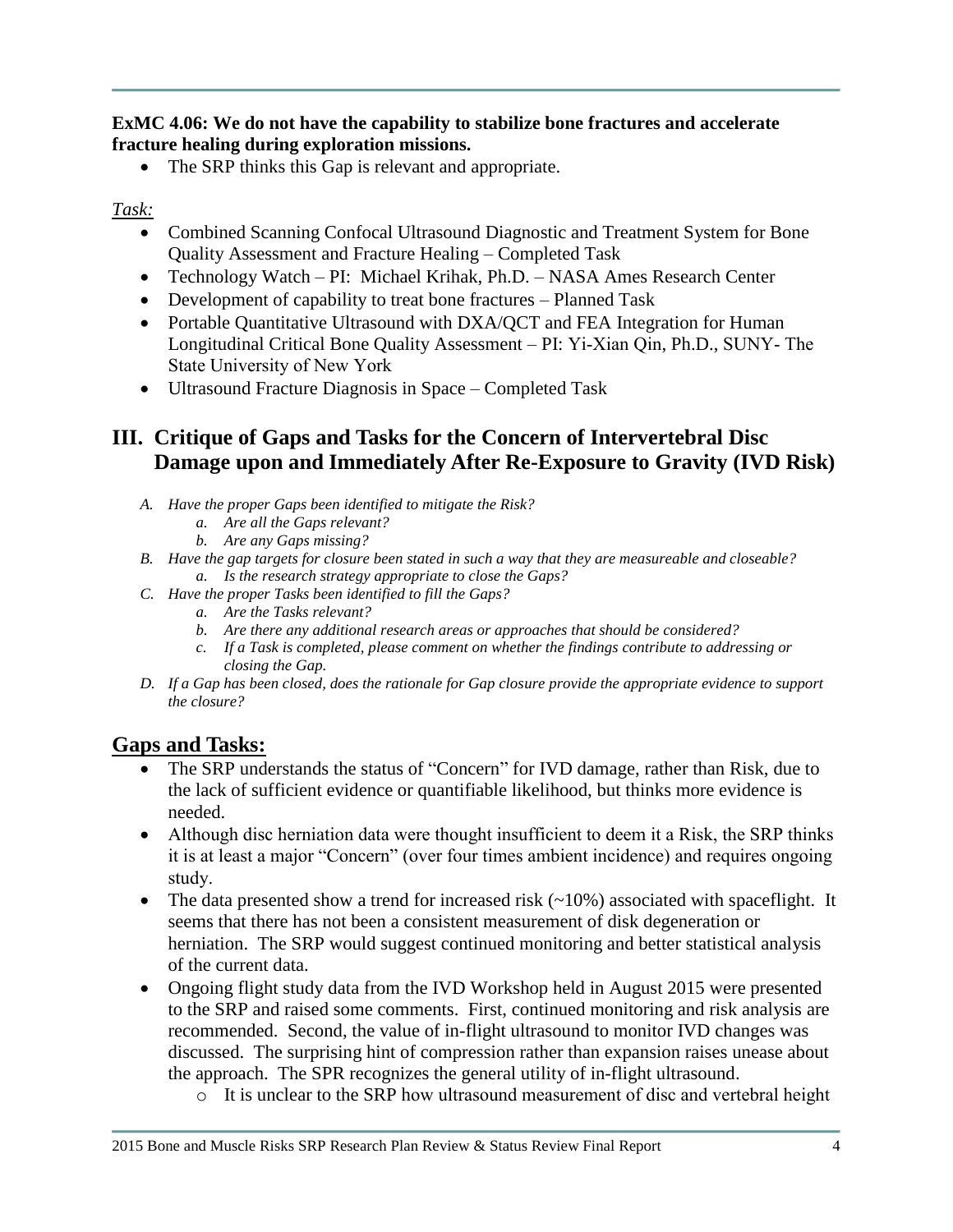**ExMC 4.06: We do not have the capability to stabilize bone fractures and accelerate fracture healing during exploration missions.**

- The SRP thinks this Gap is relevant and appropriate.

*Task:*

- Combined Scanning Confocal Ultrasound Diagnostic and Treatment System for Bone Quality Assessment and Fracture Healing – Completed Task
- Technology Watch – PI: Michael Krihak, Ph.D. – NASA Ames Research Center
- Development of capability to treat bone fractures – Planned Task
- Portable Quantitative Ultrasound with DXA/QCT and FEA Integration for Human Longitudinal Critical Bone Quality Assessment – PI: Yi-Xian Qin, Ph.D., SUNY- The State University of New York
- Ultrasound Fracture Diagnosis in Space – Completed Task

## III. Critique of Gaps and Tasks for the Concern of Intervertebral Disc Damage upon and Immediately After Re-Exposure to Gravity (IVD Risk)

*A. Have the proper Gaps been identified to mitigate the Risk?*
  *a. Are all the Gaps relevant?*
  *b. Are any Gaps missing?*
*B. Have the gap targets for closure been stated in such a way that they are measureable and closeable?*
  *a. Is the research strategy appropriate to close the Gaps?*
*C. Have the proper Tasks been identified to fill the Gaps?*
  *a. Are the Tasks relevant?*
  *b. Are there any additional research areas or approaches that should be considered?*
  *c. If a Task is completed, please comment on whether the findings contribute to addressing or closing the Gap.*
*D. If a Gap has been closed, does the rationale for Gap closure provide the appropriate evidence to support the closure?*

## Gaps and Tasks:

- The SRP understands the status of "Concern" for IVD damage, rather than Risk, due to the lack of sufficient evidence or quantifiable likelihood, but thinks more evidence is needed.
- Although disc herniation data were thought insufficient to deem it a Risk, the SRP thinks it is at least a major "Concern" (over four times ambient incidence) and requires ongoing study.
- The data presented show a trend for increased risk (~10%) associated with spaceflight. It seems that there has not been a consistent measurement of disk degeneration or herniation. The SRP would suggest continued monitoring and better statistical analysis of the current data.
- Ongoing flight study data from the IVD Workshop held in August 2015 were presented to the SRP and raised some comments. First, continued monitoring and risk analysis are recommended. Second, the value of in-flight ultrasound to monitor IVD changes was discussed. The surprising hint of compression rather than expansion raises unease about the approach. The SPR recognizes the general utility of in-flight ultrasound.
  - It is unclear to the SRP how ultrasound measurement of disc and vertebral height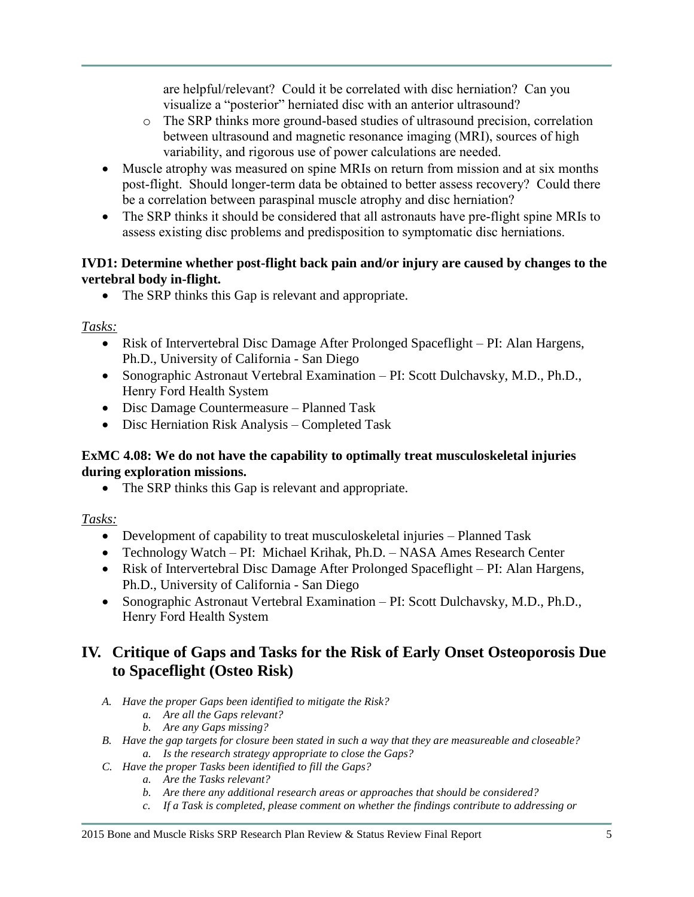are helpful/relevant? Could it be correlated with disc herniation? Can you visualize a "posterior" herniated disc with an anterior ultrasound?

  - The SRP thinks more ground-based studies of ultrasound precision, correlation between ultrasound and magnetic resonance imaging (MRI), sources of high variability, and rigorous use of power calculations are needed.

- Muscle atrophy was measured on spine MRIs on return from mission and at six months post-flight. Should longer-term data be obtained to better assess recovery? Could there be a correlation between paraspinal muscle atrophy and disc herniation?
- The SRP thinks it should be considered that all astronauts have pre-flight spine MRIs to assess existing disc problems and predisposition to symptomatic disc herniations.

**IVD1: Determine whether post-flight back pain and/or injury are caused by changes to the vertebral body in-flight.**

- The SRP thinks this Gap is relevant and appropriate.

*Tasks:*

- Risk of Intervertebral Disc Damage After Prolonged Spaceflight – PI: Alan Hargens, Ph.D., University of California - San Diego
- Sonographic Astronaut Vertebral Examination – PI: Scott Dulchavsky, M.D., Ph.D., Henry Ford Health System
- Disc Damage Countermeasure – Planned Task
- Disc Herniation Risk Analysis – Completed Task

**ExMC 4.08: We do not have the capability to optimally treat musculoskeletal injuries during exploration missions.**

- The SRP thinks this Gap is relevant and appropriate.

*Tasks:*

- Development of capability to treat musculoskeletal injuries – Planned Task
- Technology Watch – PI: Michael Krihak, Ph.D. – NASA Ames Research Center
- Risk of Intervertebral Disc Damage After Prolonged Spaceflight – PI: Alan Hargens, Ph.D., University of California - San Diego
- Sonographic Astronaut Vertebral Examination – PI: Scott Dulchavsky, M.D., Ph.D., Henry Ford Health System

## IV. Critique of Gaps and Tasks for the Risk of Early Onset Osteoporosis Due to Spaceflight (Osteo Risk)

*A. Have the proper Gaps been identified to mitigate the Risk?*
   *a. Are all the Gaps relevant?*
   *b. Are any Gaps missing?*
*B. Have the gap targets for closure been stated in such a way that they are measureable and closeable?*
   *a. Is the research strategy appropriate to close the Gaps?*
*C. Have the proper Tasks been identified to fill the Gaps?*
   *a. Are the Tasks relevant?*
   *b. Are there any additional research areas or approaches that should be considered?*
   *c. If a Task is completed, please comment on whether the findings contribute to addressing or*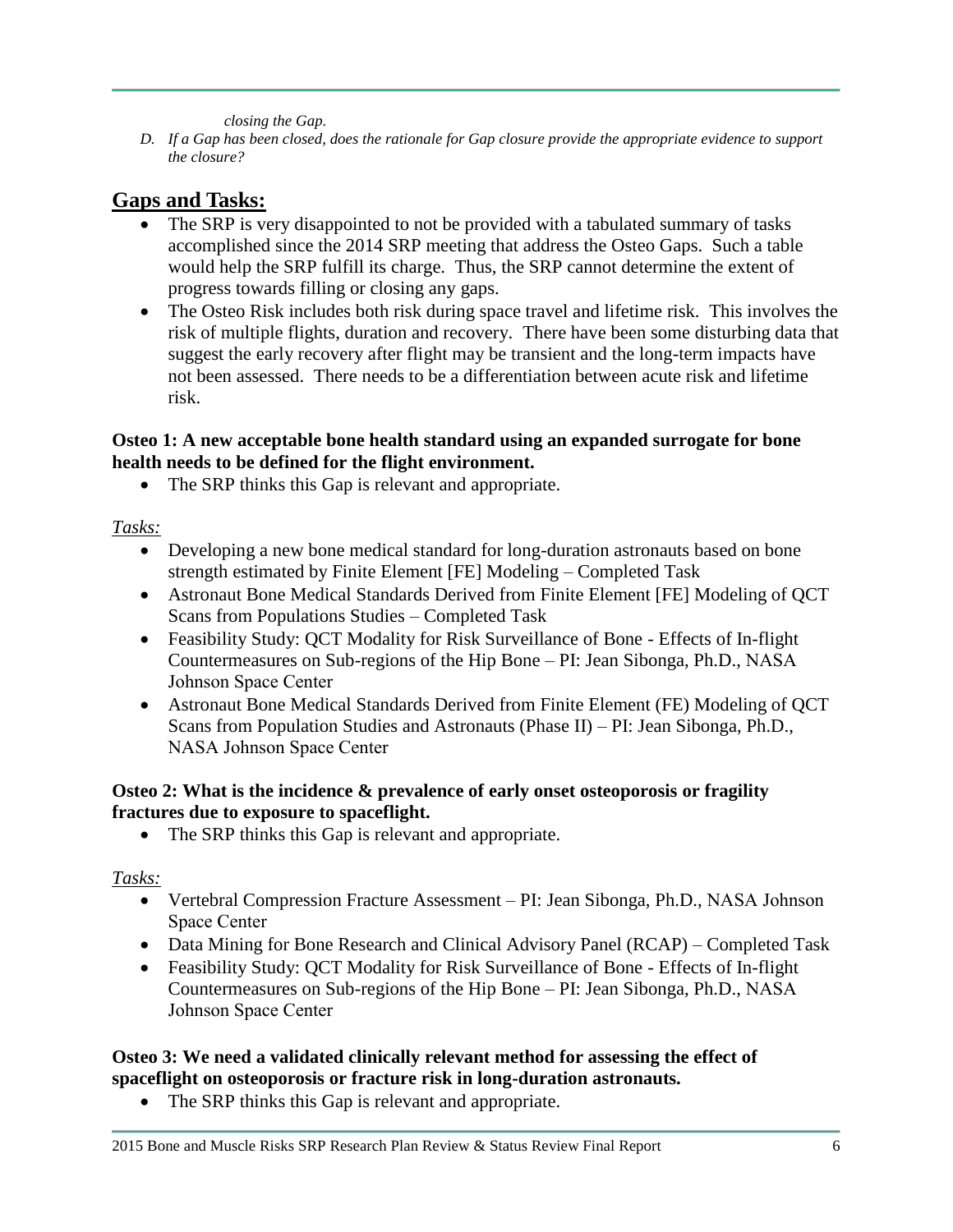*closing the Gap.*

D. *If a Gap has been closed, does the rationale for Gap closure provide the appropriate evidence to support the closure?*

## Gaps and Tasks:

- The SRP is very disappointed to not be provided with a tabulated summary of tasks accomplished since the 2014 SRP meeting that address the Osteo Gaps. Such a table would help the SRP fulfill its charge. Thus, the SRP cannot determine the extent of progress towards filling or closing any gaps.
- The Osteo Risk includes both risk during space travel and lifetime risk. This involves the risk of multiple flights, duration and recovery. There have been some disturbing data that suggest the early recovery after flight may be transient and the long-term impacts have not been assessed. There needs to be a differentiation between acute risk and lifetime risk.

**Osteo 1: A new acceptable bone health standard using an expanded surrogate for bone health needs to be defined for the flight environment.**

- The SRP thinks this Gap is relevant and appropriate.

*Tasks:*

- Developing a new bone medical standard for long-duration astronauts based on bone strength estimated by Finite Element [FE] Modeling – Completed Task
- Astronaut Bone Medical Standards Derived from Finite Element [FE] Modeling of QCT Scans from Populations Studies – Completed Task
- Feasibility Study: QCT Modality for Risk Surveillance of Bone - Effects of In-flight Countermeasures on Sub-regions of the Hip Bone – PI: Jean Sibonga, Ph.D., NASA Johnson Space Center
- Astronaut Bone Medical Standards Derived from Finite Element (FE) Modeling of QCT Scans from Population Studies and Astronauts (Phase II) – PI: Jean Sibonga, Ph.D., NASA Johnson Space Center

**Osteo 2: What is the incidence & prevalence of early onset osteoporosis or fragility fractures due to exposure to spaceflight.**

- The SRP thinks this Gap is relevant and appropriate.

*Tasks:*

- Vertebral Compression Fracture Assessment – PI: Jean Sibonga, Ph.D., NASA Johnson Space Center
- Data Mining for Bone Research and Clinical Advisory Panel (RCAP) – Completed Task
- Feasibility Study: QCT Modality for Risk Surveillance of Bone - Effects of In-flight Countermeasures on Sub-regions of the Hip Bone – PI: Jean Sibonga, Ph.D., NASA Johnson Space Center

**Osteo 3: We need a validated clinically relevant method for assessing the effect of spaceflight on osteoporosis or fracture risk in long-duration astronauts.**

- The SRP thinks this Gap is relevant and appropriate.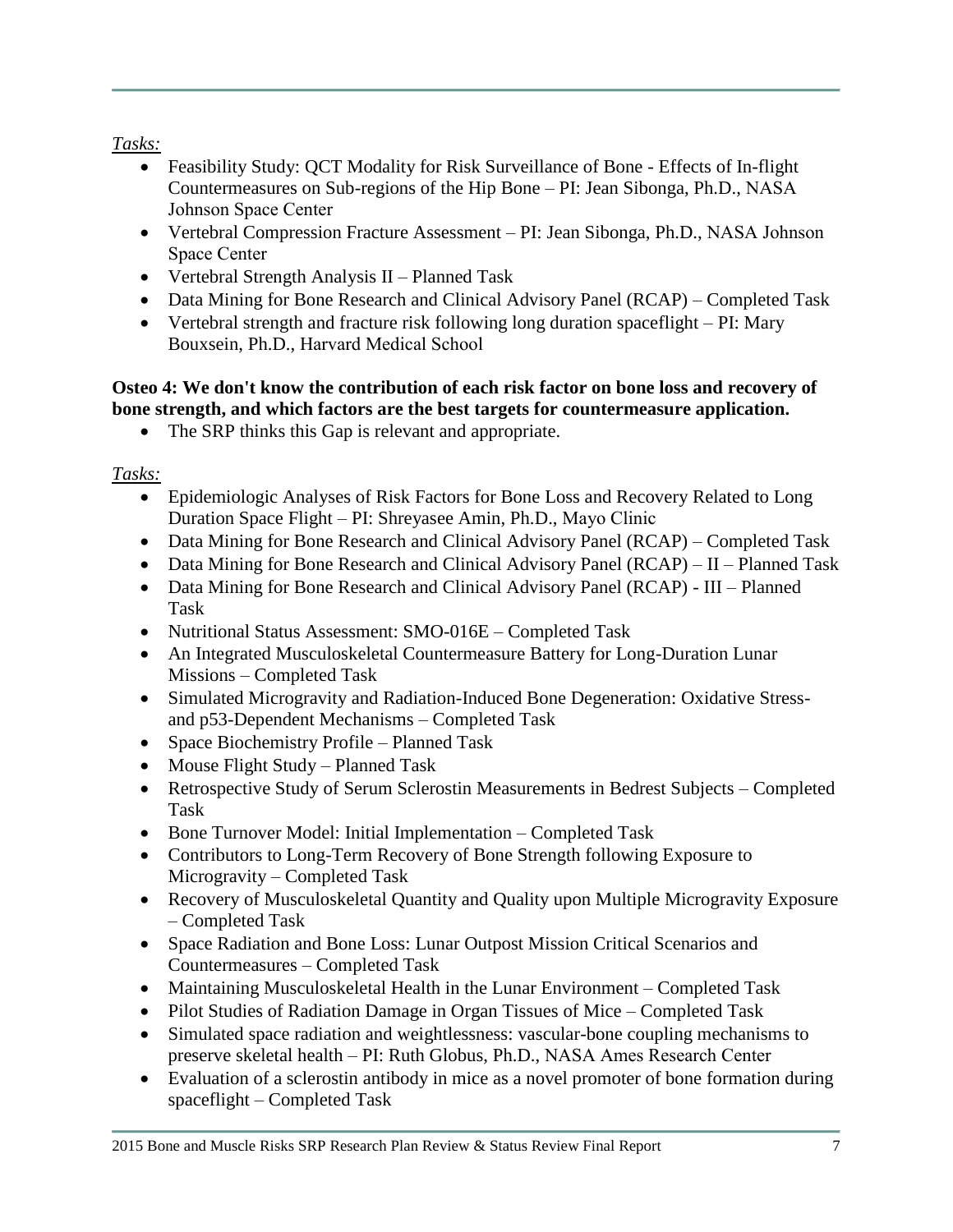*Tasks:*

- Feasibility Study: QCT Modality for Risk Surveillance of Bone - Effects of In-flight Countermeasures on Sub-regions of the Hip Bone – PI: Jean Sibonga, Ph.D., NASA Johnson Space Center
- Vertebral Compression Fracture Assessment – PI: Jean Sibonga, Ph.D., NASA Johnson Space Center
- Vertebral Strength Analysis II – Planned Task
- Data Mining for Bone Research and Clinical Advisory Panel (RCAP) – Completed Task
- Vertebral strength and fracture risk following long duration spaceflight – PI: Mary Bouxsein, Ph.D., Harvard Medical School

**Osteo 4: We don't know the contribution of each risk factor on bone loss and recovery of bone strength, and which factors are the best targets for countermeasure application.**

- The SRP thinks this Gap is relevant and appropriate.

*Tasks:*

- Epidemiologic Analyses of Risk Factors for Bone Loss and Recovery Related to Long Duration Space Flight – PI: Shreyasee Amin, Ph.D., Mayo Clinic
- Data Mining for Bone Research and Clinical Advisory Panel (RCAP) – Completed Task
- Data Mining for Bone Research and Clinical Advisory Panel (RCAP) – II – Planned Task
- Data Mining for Bone Research and Clinical Advisory Panel (RCAP) - III – Planned Task
- Nutritional Status Assessment: SMO-016E – Completed Task
- An Integrated Musculoskeletal Countermeasure Battery for Long-Duration Lunar Missions – Completed Task
- Simulated Microgravity and Radiation-Induced Bone Degeneration: Oxidative Stress- and p53-Dependent Mechanisms – Completed Task
- Space Biochemistry Profile – Planned Task
- Mouse Flight Study – Planned Task
- Retrospective Study of Serum Sclerostin Measurements in Bedrest Subjects – Completed Task
- Bone Turnover Model: Initial Implementation – Completed Task
- Contributors to Long-Term Recovery of Bone Strength following Exposure to Microgravity – Completed Task
- Recovery of Musculoskeletal Quantity and Quality upon Multiple Microgravity Exposure – Completed Task
- Space Radiation and Bone Loss: Lunar Outpost Mission Critical Scenarios and Countermeasures – Completed Task
- Maintaining Musculoskeletal Health in the Lunar Environment – Completed Task
- Pilot Studies of Radiation Damage in Organ Tissues of Mice – Completed Task
- Simulated space radiation and weightlessness: vascular-bone coupling mechanisms to preserve skeletal health – PI: Ruth Globus, Ph.D., NASA Ames Research Center
- Evaluation of a sclerostin antibody in mice as a novel promoter of bone formation during spaceflight – Completed Task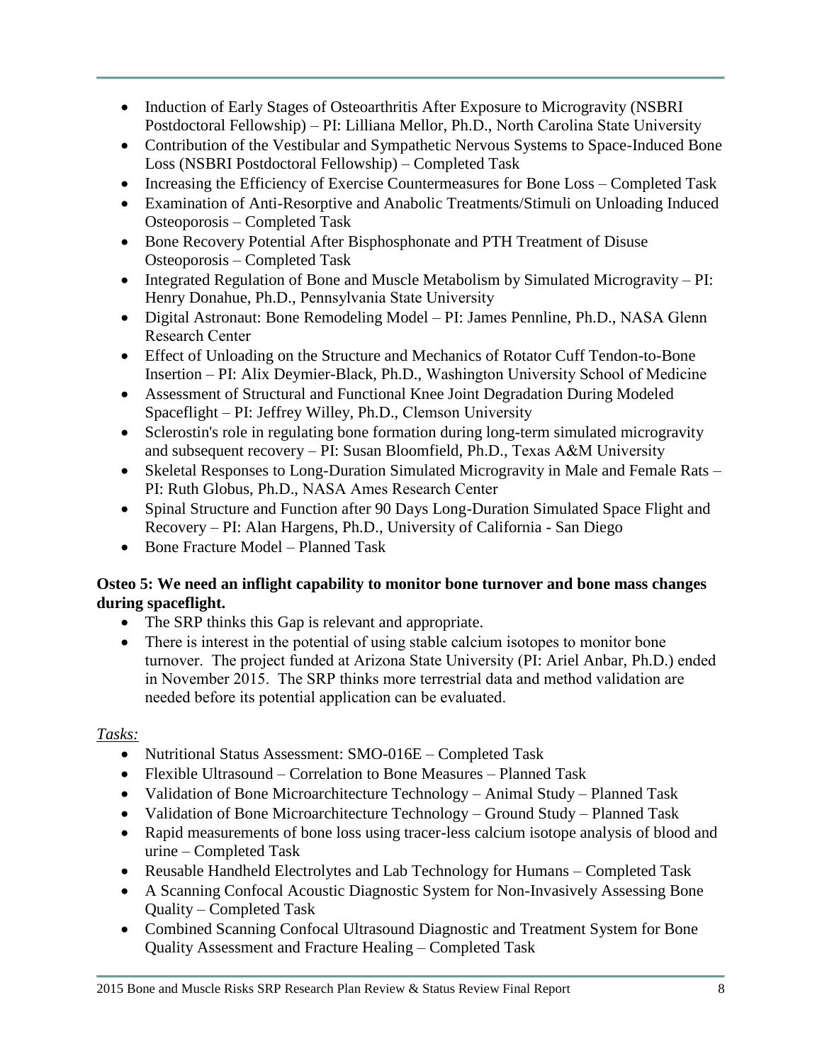- Induction of Early Stages of Osteoarthritis After Exposure to Microgravity (NSBRI Postdoctoral Fellowship) – PI: Lilliana Mellor, Ph.D., North Carolina State University
- Contribution of the Vestibular and Sympathetic Nervous Systems to Space-Induced Bone Loss (NSBRI Postdoctoral Fellowship) – Completed Task
- Increasing the Efficiency of Exercise Countermeasures for Bone Loss – Completed Task
- Examination of Anti-Resorptive and Anabolic Treatments/Stimuli on Unloading Induced Osteoporosis – Completed Task
- Bone Recovery Potential After Bisphosphonate and PTH Treatment of Disuse Osteoporosis – Completed Task
- Integrated Regulation of Bone and Muscle Metabolism by Simulated Microgravity – PI: Henry Donahue, Ph.D., Pennsylvania State University
- Digital Astronaut: Bone Remodeling Model – PI: James Pennline, Ph.D., NASA Glenn Research Center
- Effect of Unloading on the Structure and Mechanics of Rotator Cuff Tendon-to-Bone Insertion – PI: Alix Deymier-Black, Ph.D., Washington University School of Medicine
- Assessment of Structural and Functional Knee Joint Degradation During Modeled Spaceflight – PI: Jeffrey Willey, Ph.D., Clemson University
- Sclerostin's role in regulating bone formation during long-term simulated microgravity and subsequent recovery – PI: Susan Bloomfield, Ph.D., Texas A&M University
- Skeletal Responses to Long-Duration Simulated Microgravity in Male and Female Rats – PI: Ruth Globus, Ph.D., NASA Ames Research Center
- Spinal Structure and Function after 90 Days Long-Duration Simulated Space Flight and Recovery – PI: Alan Hargens, Ph.D., University of California - San Diego
- Bone Fracture Model – Planned Task

**Osteo 5: We need an inflight capability to monitor bone turnover and bone mass changes during spaceflight.**

- The SRP thinks this Gap is relevant and appropriate.
- There is interest in the potential of using stable calcium isotopes to monitor bone turnover. The project funded at Arizona State University (PI: Ariel Anbar, Ph.D.) ended in November 2015. The SRP thinks more terrestrial data and method validation are needed before its potential application can be evaluated.

*Tasks:*

- Nutritional Status Assessment: SMO-016E – Completed Task
- Flexible Ultrasound – Correlation to Bone Measures – Planned Task
- Validation of Bone Microarchitecture Technology – Animal Study – Planned Task
- Validation of Bone Microarchitecture Technology – Ground Study – Planned Task
- Rapid measurements of bone loss using tracer-less calcium isotope analysis of blood and urine – Completed Task
- Reusable Handheld Electrolytes and Lab Technology for Humans – Completed Task
- A Scanning Confocal Acoustic Diagnostic System for Non-Invasively Assessing Bone Quality – Completed Task
- Combined Scanning Confocal Ultrasound Diagnostic and Treatment System for Bone Quality Assessment and Fracture Healing – Completed Task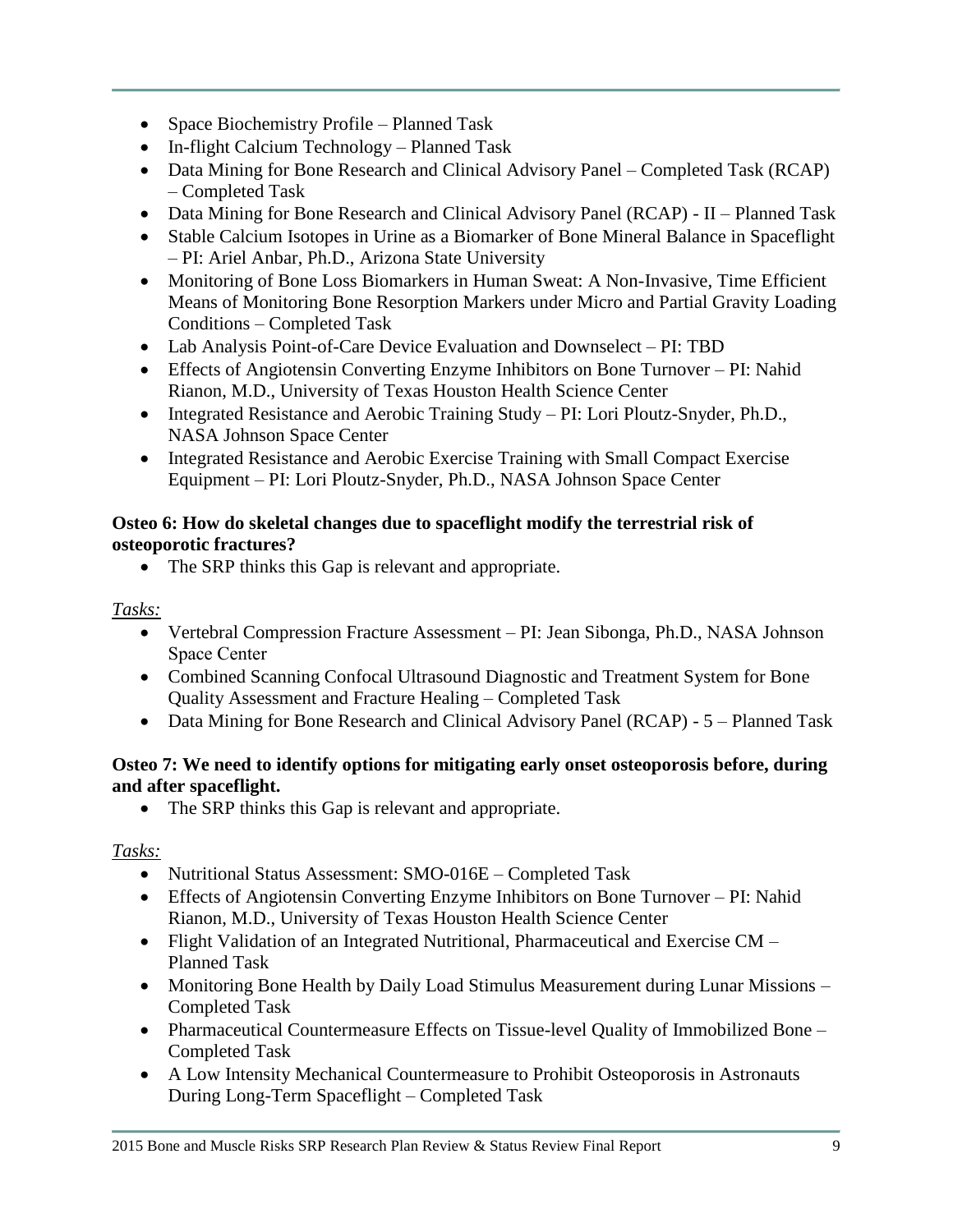- Space Biochemistry Profile – Planned Task
- In-flight Calcium Technology – Planned Task
- Data Mining for Bone Research and Clinical Advisory Panel – Completed Task (RCAP) – Completed Task
- Data Mining for Bone Research and Clinical Advisory Panel (RCAP) - II – Planned Task
- Stable Calcium Isotopes in Urine as a Biomarker of Bone Mineral Balance in Spaceflight – PI: Ariel Anbar, Ph.D., Arizona State University
- Monitoring of Bone Loss Biomarkers in Human Sweat: A Non-Invasive, Time Efficient Means of Monitoring Bone Resorption Markers under Micro and Partial Gravity Loading Conditions – Completed Task
- Lab Analysis Point-of-Care Device Evaluation and Downselect – PI: TBD
- Effects of Angiotensin Converting Enzyme Inhibitors on Bone Turnover – PI: Nahid Rianon, M.D., University of Texas Houston Health Science Center
- Integrated Resistance and Aerobic Training Study – PI: Lori Ploutz-Snyder, Ph.D., NASA Johnson Space Center
- Integrated Resistance and Aerobic Exercise Training with Small Compact Exercise Equipment – PI: Lori Ploutz-Snyder, Ph.D., NASA Johnson Space Center

**Osteo 6: How do skeletal changes due to spaceflight modify the terrestrial risk of osteoporotic fractures?**

- The SRP thinks this Gap is relevant and appropriate.

*Tasks:*

- Vertebral Compression Fracture Assessment – PI: Jean Sibonga, Ph.D., NASA Johnson Space Center
- Combined Scanning Confocal Ultrasound Diagnostic and Treatment System for Bone Quality Assessment and Fracture Healing – Completed Task
- Data Mining for Bone Research and Clinical Advisory Panel (RCAP) - 5 – Planned Task

**Osteo 7: We need to identify options for mitigating early onset osteoporosis before, during and after spaceflight.**

- The SRP thinks this Gap is relevant and appropriate.

*Tasks:*

- Nutritional Status Assessment: SMO-016E – Completed Task
- Effects of Angiotensin Converting Enzyme Inhibitors on Bone Turnover – PI: Nahid Rianon, M.D., University of Texas Houston Health Science Center
- Flight Validation of an Integrated Nutritional, Pharmaceutical and Exercise CM – Planned Task
- Monitoring Bone Health by Daily Load Stimulus Measurement during Lunar Missions – Completed Task
- Pharmaceutical Countermeasure Effects on Tissue-level Quality of Immobilized Bone – Completed Task
- A Low Intensity Mechanical Countermeasure to Prohibit Osteoporosis in Astronauts During Long-Term Spaceflight – Completed Task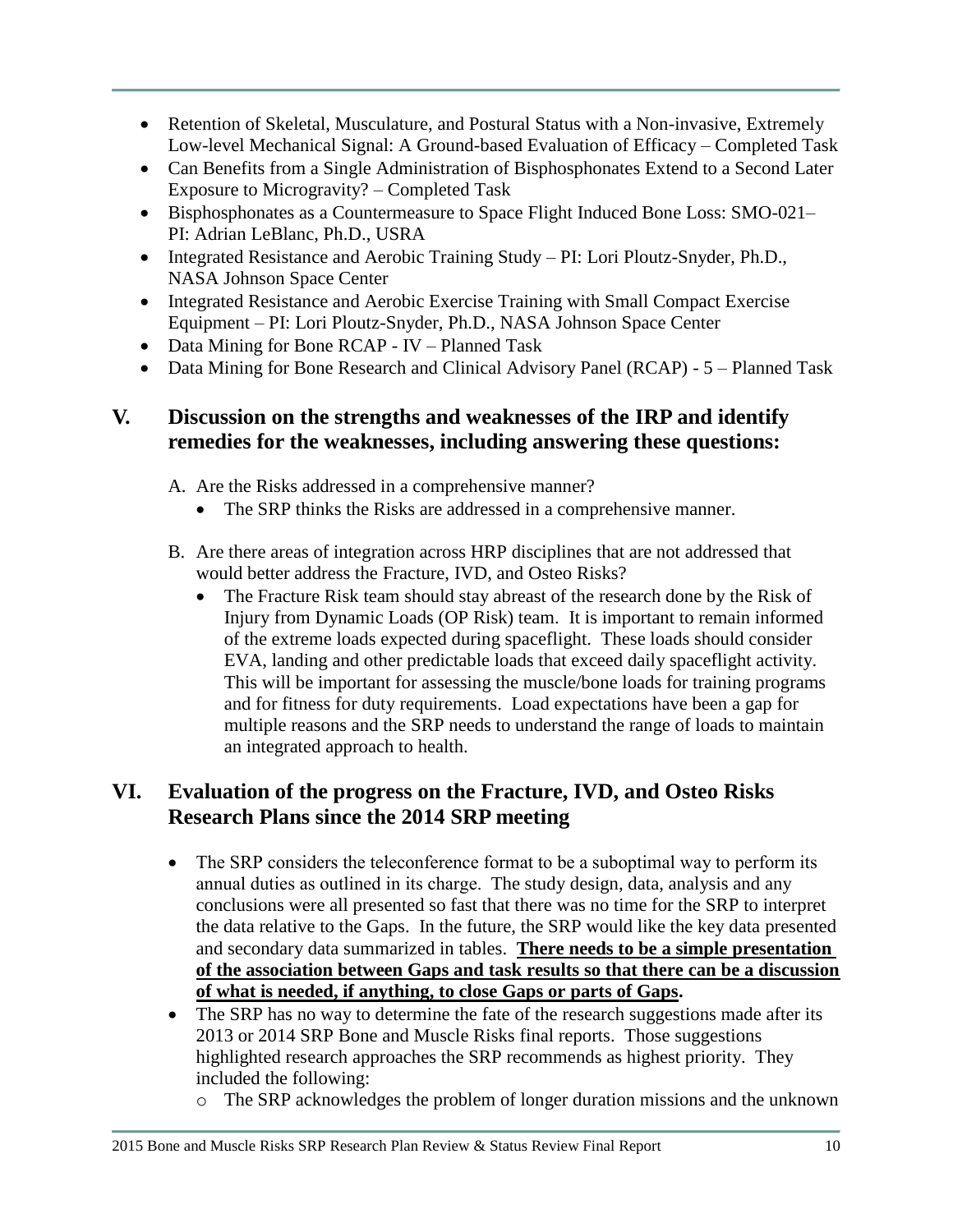- Retention of Skeletal, Musculature, and Postural Status with a Non-invasive, Extremely Low-level Mechanical Signal: A Ground-based Evaluation of Efficacy – Completed Task
- Can Benefits from a Single Administration of Bisphosphonates Extend to a Second Later Exposure to Microgravity? – Completed Task
- Bisphosphonates as a Countermeasure to Space Flight Induced Bone Loss: SMO-021– PI: Adrian LeBlanc, Ph.D., USRA
- Integrated Resistance and Aerobic Training Study – PI: Lori Ploutz-Snyder, Ph.D., NASA Johnson Space Center
- Integrated Resistance and Aerobic Exercise Training with Small Compact Exercise Equipment – PI: Lori Ploutz-Snyder, Ph.D., NASA Johnson Space Center
- Data Mining for Bone RCAP - IV – Planned Task
- Data Mining for Bone Research and Clinical Advisory Panel (RCAP) - 5 – Planned Task

## V. Discussion on the strengths and weaknesses of the IRP and identify remedies for the weaknesses, including answering these questions:

A. Are the Risks addressed in a comprehensive manner?
   - The SRP thinks the Risks are addressed in a comprehensive manner.

B. Are there areas of integration across HRP disciplines that are not addressed that would better address the Fracture, IVD, and Osteo Risks?
   - The Fracture Risk team should stay abreast of the research done by the Risk of Injury from Dynamic Loads (OP Risk) team. It is important to remain informed of the extreme loads expected during spaceflight. These loads should consider EVA, landing and other predictable loads that exceed daily spaceflight activity. This will be important for assessing the muscle/bone loads for training programs and for fitness for duty requirements. Load expectations have been a gap for multiple reasons and the SRP needs to understand the range of loads to maintain an integrated approach to health.

## VI. Evaluation of the progress on the Fracture, IVD, and Osteo Risks Research Plans since the 2014 SRP meeting

- The SRP considers the teleconference format to be a suboptimal way to perform its annual duties as outlined in its charge. The study design, data, analysis and any conclusions were all presented so fast that there was no time for the SRP to interpret the data relative to the Gaps. In the future, the SRP would like the key data presented and secondary data summarized in tables. **There needs to be a simple presentation of the association between Gaps and task results so that there can be a discussion of what is needed, if anything, to close Gaps or parts of Gaps.**
- The SRP has no way to determine the fate of the research suggestions made after its 2013 or 2014 SRP Bone and Muscle Risks final reports. Those suggestions highlighted research approaches the SRP recommends as highest priority. They included the following:
  - The SRP acknowledges the problem of longer duration missions and the unknown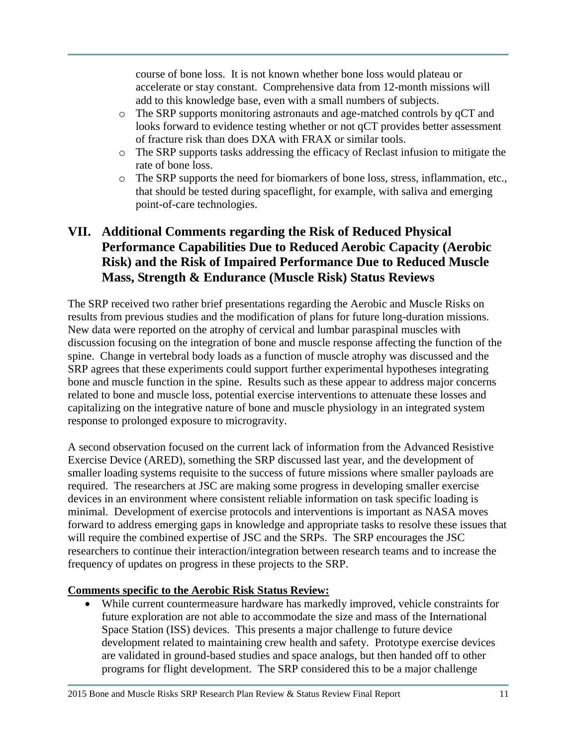course of bone loss. It is not known whether bone loss would plateau or accelerate or stay constant. Comprehensive data from 12-month missions will add to this knowledge base, even with a small numbers of subjects.

- The SRP supports monitoring astronauts and age-matched controls by qCT and looks forward to evidence testing whether or not qCT provides better assessment of fracture risk than does DXA with FRAX or similar tools.
- The SRP supports tasks addressing the efficacy of Reclast infusion to mitigate the rate of bone loss.
- The SRP supports the need for biomarkers of bone loss, stress, inflammation, etc., that should be tested during spaceflight, for example, with saliva and emerging point-of-care technologies.

## VII. Additional Comments regarding the Risk of Reduced Physical Performance Capabilities Due to Reduced Aerobic Capacity (Aerobic Risk) and the Risk of Impaired Performance Due to Reduced Muscle Mass, Strength & Endurance (Muscle Risk) Status Reviews

The SRP received two rather brief presentations regarding the Aerobic and Muscle Risks on results from previous studies and the modification of plans for future long-duration missions. New data were reported on the atrophy of cervical and lumbar paraspinal muscles with discussion focusing on the integration of bone and muscle response affecting the function of the spine. Change in vertebral body loads as a function of muscle atrophy was discussed and the SRP agrees that these experiments could support further experimental hypotheses integrating bone and muscle function in the spine. Results such as these appear to address major concerns related to bone and muscle loss, potential exercise interventions to attenuate these losses and capitalizing on the integrative nature of bone and muscle physiology in an integrated system response to prolonged exposure to microgravity.

A second observation focused on the current lack of information from the Advanced Resistive Exercise Device (ARED), something the SRP discussed last year, and the development of smaller loading systems requisite to the success of future missions where smaller payloads are required. The researchers at JSC are making some progress in developing smaller exercise devices in an environment where consistent reliable information on task specific loading is minimal. Development of exercise protocols and interventions is important as NASA moves forward to address emerging gaps in knowledge and appropriate tasks to resolve these issues that will require the combined expertise of JSC and the SRPs. The SRP encourages the JSC researchers to continue their interaction/integration between research teams and to increase the frequency of updates on progress in these projects to the SRP.

**Comments specific to the Aerobic Risk Status Review:**

- While current countermeasure hardware has markedly improved, vehicle constraints for future exploration are not able to accommodate the size and mass of the International Space Station (ISS) devices. This presents a major challenge to future device development related to maintaining crew health and safety. Prototype exercise devices are validated in ground-based studies and space analogs, but then handed off to other programs for flight development. The SRP considered this to be a major challenge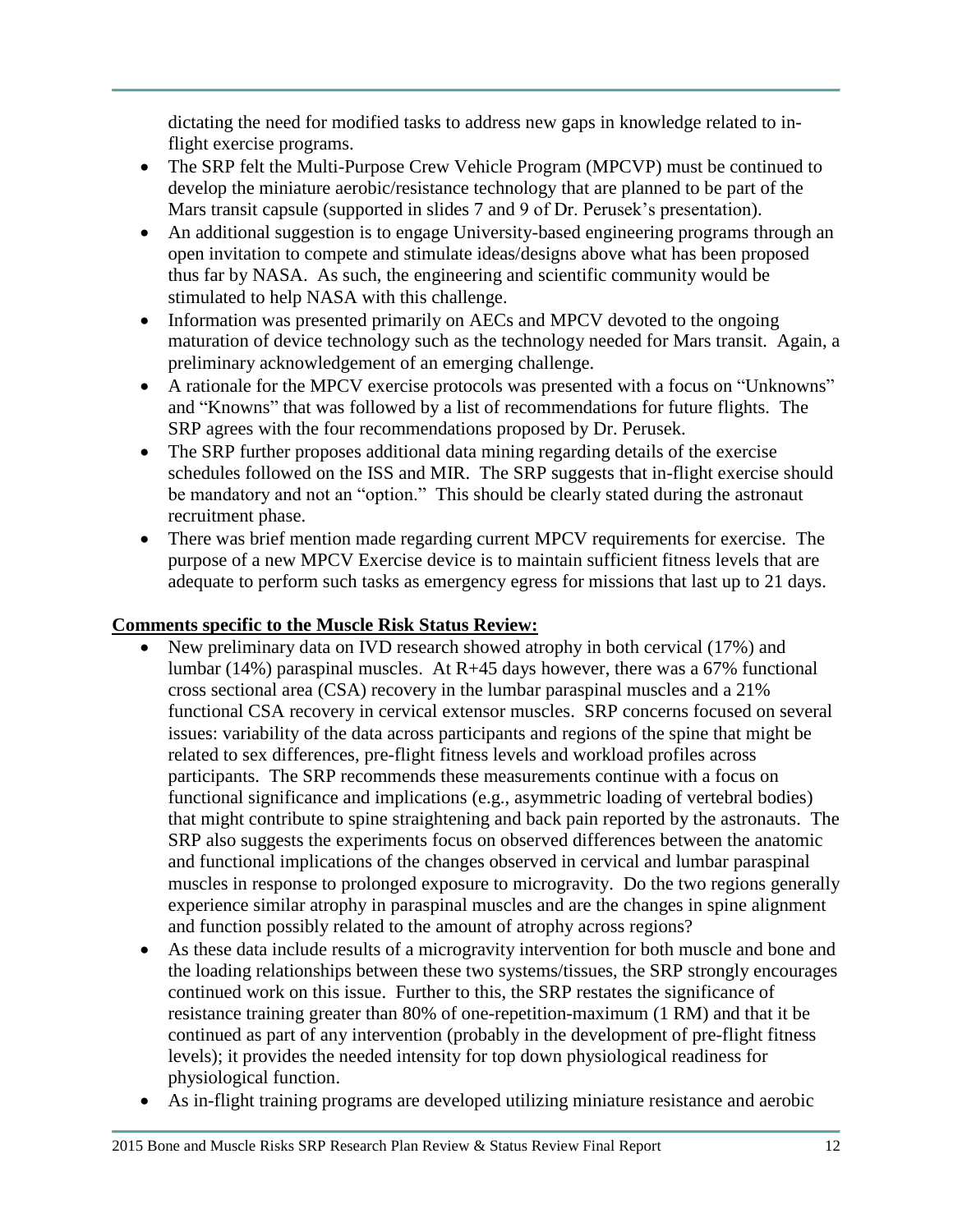dictating the need for modified tasks to address new gaps in knowledge related to in-flight exercise programs.

- The SRP felt the Multi-Purpose Crew Vehicle Program (MPCVP) must be continued to develop the miniature aerobic/resistance technology that are planned to be part of the Mars transit capsule (supported in slides 7 and 9 of Dr. Perusek's presentation).
- An additional suggestion is to engage University-based engineering programs through an open invitation to compete and stimulate ideas/designs above what has been proposed thus far by NASA. As such, the engineering and scientific community would be stimulated to help NASA with this challenge.
- Information was presented primarily on AECs and MPCV devoted to the ongoing maturation of device technology such as the technology needed for Mars transit. Again, a preliminary acknowledgement of an emerging challenge.
- A rationale for the MPCV exercise protocols was presented with a focus on "Unknowns" and "Knowns" that was followed by a list of recommendations for future flights. The SRP agrees with the four recommendations proposed by Dr. Perusek.
- The SRP further proposes additional data mining regarding details of the exercise schedules followed on the ISS and MIR. The SRP suggests that in-flight exercise should be mandatory and not an "option." This should be clearly stated during the astronaut recruitment phase.
- There was brief mention made regarding current MPCV requirements for exercise. The purpose of a new MPCV Exercise device is to maintain sufficient fitness levels that are adequate to perform such tasks as emergency egress for missions that last up to 21 days.

**Comments specific to the Muscle Risk Status Review:**

- New preliminary data on IVD research showed atrophy in both cervical (17%) and lumbar (14%) paraspinal muscles. At R+45 days however, there was a 67% functional cross sectional area (CSA) recovery in the lumbar paraspinal muscles and a 21% functional CSA recovery in cervical extensor muscles. SRP concerns focused on several issues: variability of the data across participants and regions of the spine that might be related to sex differences, pre-flight fitness levels and workload profiles across participants. The SRP recommends these measurements continue with a focus on functional significance and implications (e.g., asymmetric loading of vertebral bodies) that might contribute to spine straightening and back pain reported by the astronauts. The SRP also suggests the experiments focus on observed differences between the anatomic and functional implications of the changes observed in cervical and lumbar paraspinal muscles in response to prolonged exposure to microgravity. Do the two regions generally experience similar atrophy in paraspinal muscles and are the changes in spine alignment and function possibly related to the amount of atrophy across regions?
- As these data include results of a microgravity intervention for both muscle and bone and the loading relationships between these two systems/tissues, the SRP strongly encourages continued work on this issue. Further to this, the SRP restates the significance of resistance training greater than 80% of one-repetition-maximum (1 RM) and that it be continued as part of any intervention (probably in the development of pre-flight fitness levels); it provides the needed intensity for top down physiological readiness for physiological function.
- As in-flight training programs are developed utilizing miniature resistance and aerobic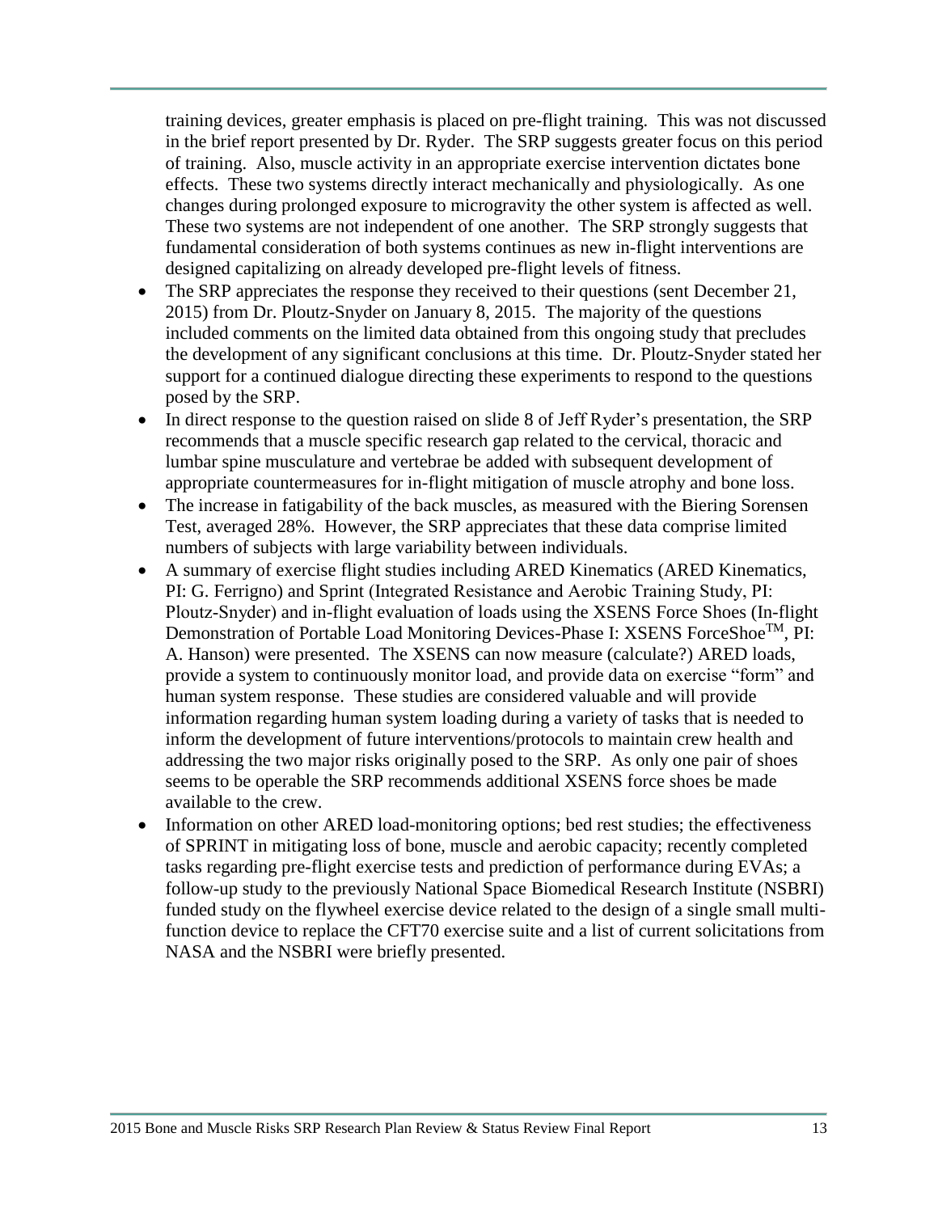training devices, greater emphasis is placed on pre-flight training. This was not discussed in the brief report presented by Dr. Ryder. The SRP suggests greater focus on this period of training. Also, muscle activity in an appropriate exercise intervention dictates bone effects. These two systems directly interact mechanically and physiologically. As one changes during prolonged exposure to microgravity the other system is affected as well. These two systems are not independent of one another. The SRP strongly suggests that fundamental consideration of both systems continues as new in-flight interventions are designed capitalizing on already developed pre-flight levels of fitness.

- The SRP appreciates the response they received to their questions (sent December 21, 2015) from Dr. Ploutz-Snyder on January 8, 2015. The majority of the questions included comments on the limited data obtained from this ongoing study that precludes the development of any significant conclusions at this time. Dr. Ploutz-Snyder stated her support for a continued dialogue directing these experiments to respond to the questions posed by the SRP.
- In direct response to the question raised on slide 8 of Jeff Ryder's presentation, the SRP recommends that a muscle specific research gap related to the cervical, thoracic and lumbar spine musculature and vertebrae be added with subsequent development of appropriate countermeasures for in-flight mitigation of muscle atrophy and bone loss.
- The increase in fatigability of the back muscles, as measured with the Biering Sorensen Test, averaged 28%. However, the SRP appreciates that these data comprise limited numbers of subjects with large variability between individuals.
- A summary of exercise flight studies including ARED Kinematics (ARED Kinematics, PI: G. Ferrigno) and Sprint (Integrated Resistance and Aerobic Training Study, PI: Ploutz-Snyder) and in-flight evaluation of loads using the XSENS Force Shoes (In-flight Demonstration of Portable Load Monitoring Devices-Phase I: XSENS ForceShoe™, PI: A. Hanson) were presented. The XSENS can now measure (calculate?) ARED loads, provide a system to continuously monitor load, and provide data on exercise "form" and human system response. These studies are considered valuable and will provide information regarding human system loading during a variety of tasks that is needed to inform the development of future interventions/protocols to maintain crew health and addressing the two major risks originally posed to the SRP. As only one pair of shoes seems to be operable the SRP recommends additional XSENS force shoes be made available to the crew.
- Information on other ARED load-monitoring options; bed rest studies; the effectiveness of SPRINT in mitigating loss of bone, muscle and aerobic capacity; recently completed tasks regarding pre-flight exercise tests and prediction of performance during EVAs; a follow-up study to the previously National Space Biomedical Research Institute (NSBRI) funded study on the flywheel exercise device related to the design of a single small multi-function device to replace the CFT70 exercise suite and a list of current solicitations from NASA and the NSBRI were briefly presented.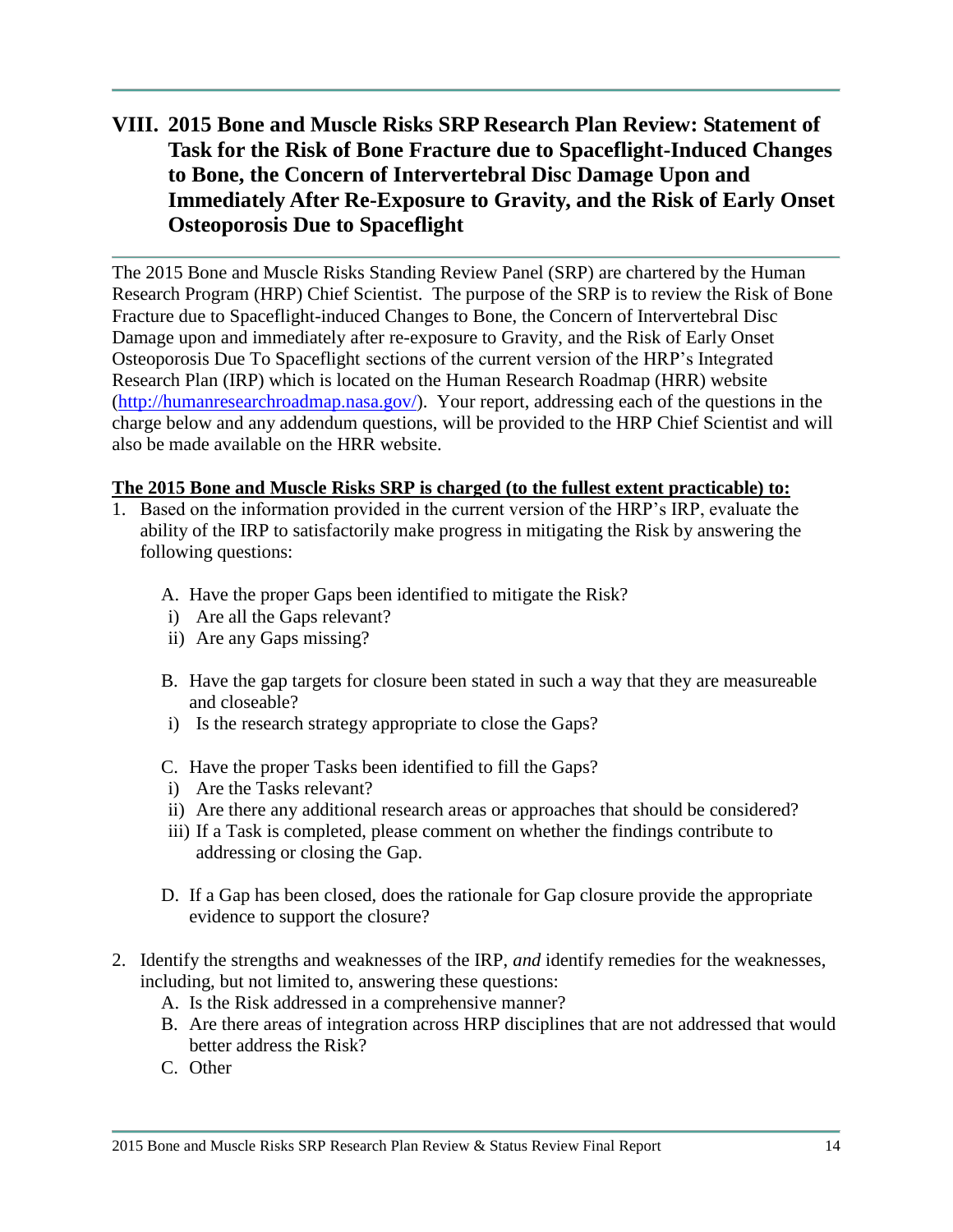## VIII. 2015 Bone and Muscle Risks SRP Research Plan Review: Statement of Task for the Risk of Bone Fracture due to Spaceflight-Induced Changes to Bone, the Concern of Intervertebral Disc Damage Upon and Immediately After Re-Exposure to Gravity, and the Risk of Early Onset Osteoporosis Due to Spaceflight

The 2015 Bone and Muscle Risks Standing Review Panel (SRP) are chartered by the Human Research Program (HRP) Chief Scientist. The purpose of the SRP is to review the Risk of Bone Fracture due to Spaceflight-induced Changes to Bone, the Concern of Intervertebral Disc Damage upon and immediately after re-exposure to Gravity, and the Risk of Early Onset Osteoporosis Due To Spaceflight sections of the current version of the HRP's Integrated Research Plan (IRP) which is located on the Human Research Roadmap (HRR) website (http://humanresearchroadmap.nasa.gov/). Your report, addressing each of the questions in the charge below and any addendum questions, will be provided to the HRP Chief Scientist and will also be made available on the HRR website.

**The 2015 Bone and Muscle Risks SRP is charged (to the fullest extent practicable) to:**

1. Based on the information provided in the current version of the HRP's IRP, evaluate the ability of the IRP to satisfactorily make progress in mitigating the Risk by answering the following questions:

   A. Have the proper Gaps been identified to mitigate the Risk?
      i) Are all the Gaps relevant?
      ii) Are any Gaps missing?

   B. Have the gap targets for closure been stated in such a way that they are measureable and closeable?
      i) Is the research strategy appropriate to close the Gaps?

   C. Have the proper Tasks been identified to fill the Gaps?
      i) Are the Tasks relevant?
      ii) Are there any additional research areas or approaches that should be considered?
      iii) If a Task is completed, please comment on whether the findings contribute to addressing or closing the Gap.

   D. If a Gap has been closed, does the rationale for Gap closure provide the appropriate evidence to support the closure?

2. Identify the strengths and weaknesses of the IRP, *and* identify remedies for the weaknesses, including, but not limited to, answering these questions:
   A. Is the Risk addressed in a comprehensive manner?
   B. Are there areas of integration across HRP disciplines that are not addressed that would better address the Risk?
   C. Other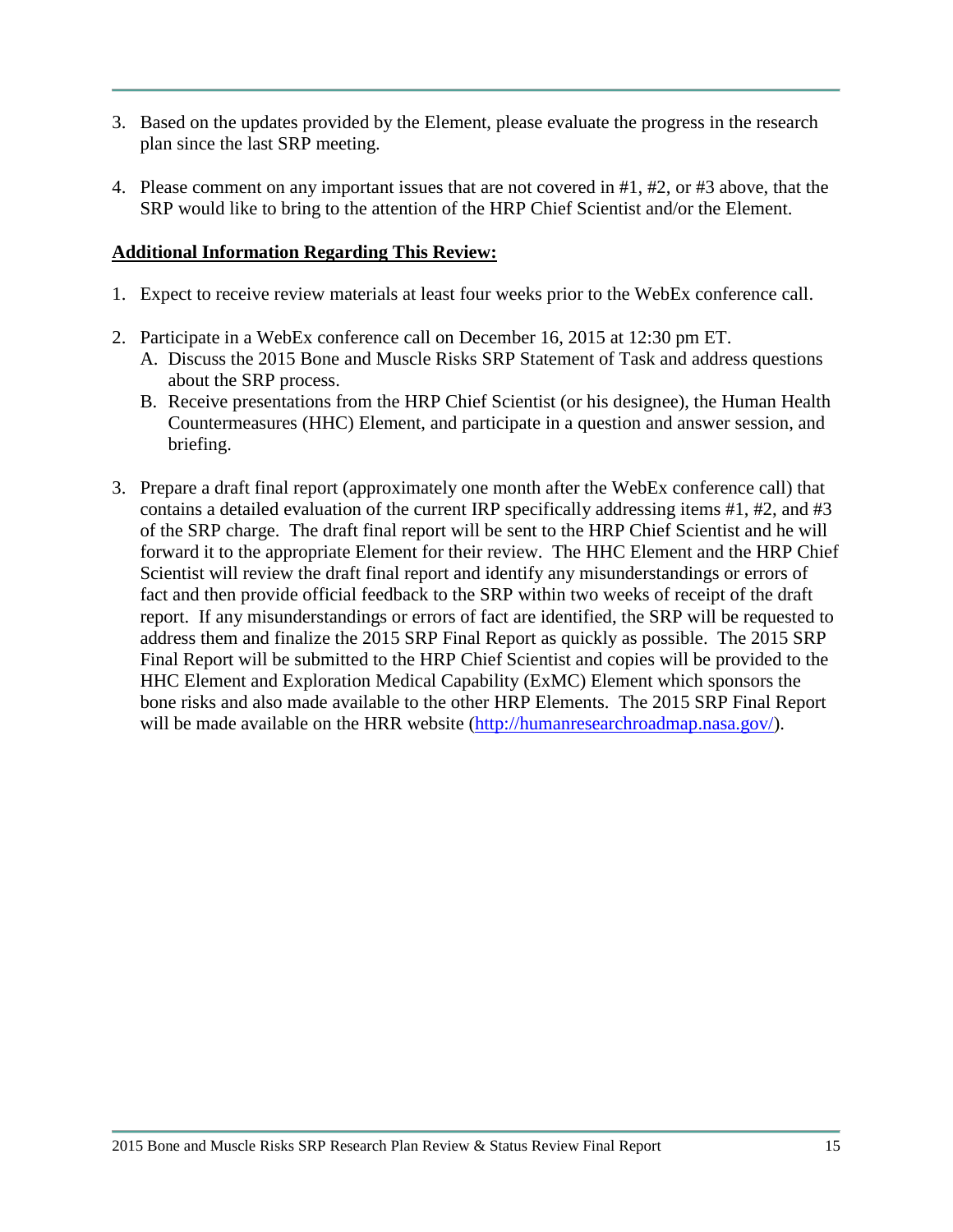3. Based on the updates provided by the Element, please evaluate the progress in the research plan since the last SRP meeting.

4. Please comment on any important issues that are not covered in #1, #2, or #3 above, that the SRP would like to bring to the attention of the HRP Chief Scientist and/or the Element.

**Additional Information Regarding This Review:**

1. Expect to receive review materials at least four weeks prior to the WebEx conference call.

2. Participate in a WebEx conference call on December 16, 2015 at 12:30 pm ET.
   A. Discuss the 2015 Bone and Muscle Risks SRP Statement of Task and address questions about the SRP process.
   B. Receive presentations from the HRP Chief Scientist (or his designee), the Human Health Countermeasures (HHC) Element, and participate in a question and answer session, and briefing.

3. Prepare a draft final report (approximately one month after the WebEx conference call) that contains a detailed evaluation of the current IRP specifically addressing items #1, #2, and #3 of the SRP charge. The draft final report will be sent to the HRP Chief Scientist and he will forward it to the appropriate Element for their review. The HHC Element and the HRP Chief Scientist will review the draft final report and identify any misunderstandings or errors of fact and then provide official feedback to the SRP within two weeks of receipt of the draft report. If any misunderstandings or errors of fact are identified, the SRP will be requested to address them and finalize the 2015 SRP Final Report as quickly as possible. The 2015 SRP Final Report will be submitted to the HRP Chief Scientist and copies will be provided to the HHC Element and Exploration Medical Capability (ExMC) Element which sponsors the bone risks and also made available to the other HRP Elements. The 2015 SRP Final Report will be made available on the HRR website (http://humanresearchroadmap.nasa.gov/).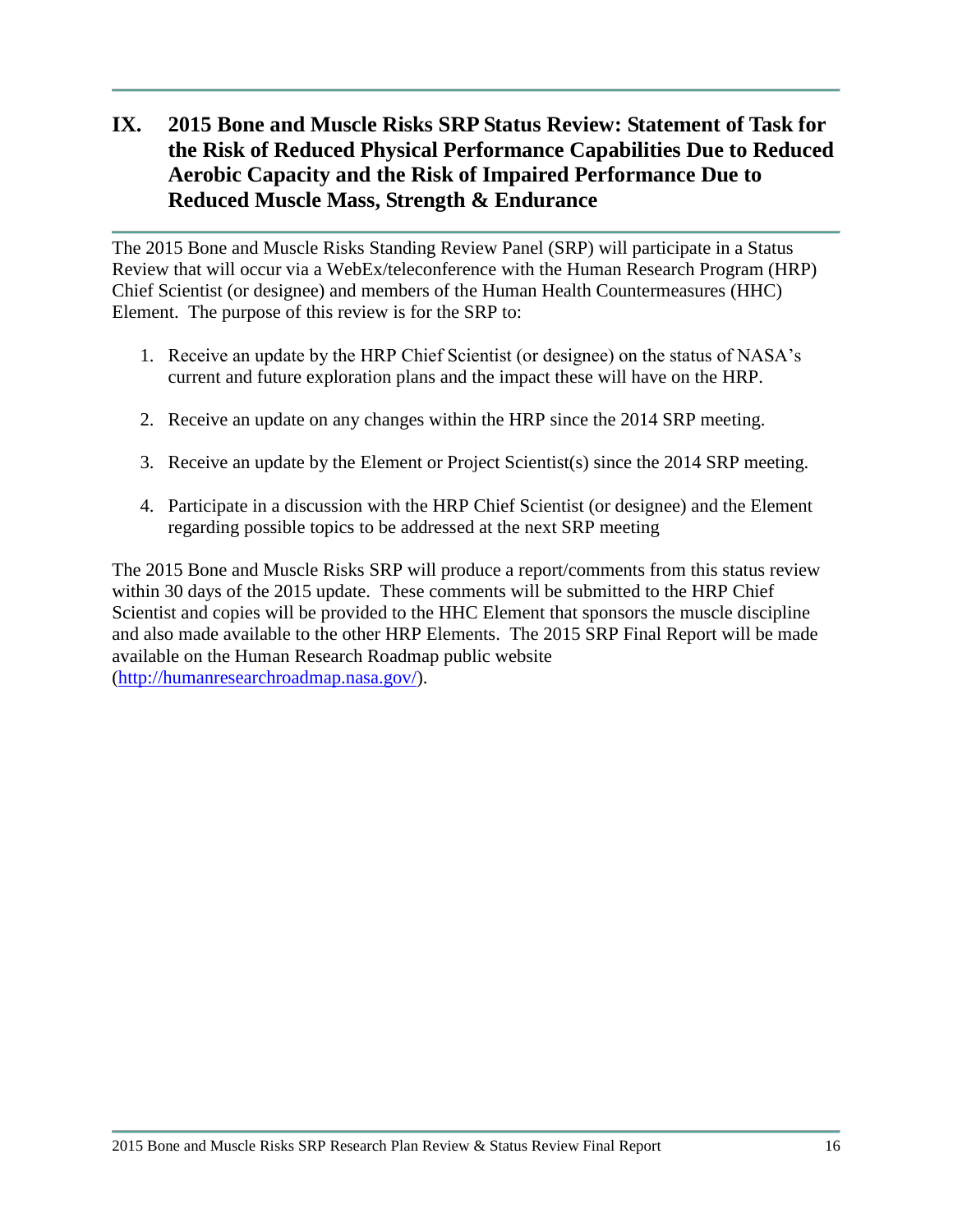# IX. 2015 Bone and Muscle Risks SRP Status Review: Statement of Task for the Risk of Reduced Physical Performance Capabilities Due to Reduced Aerobic Capacity and the Risk of Impaired Performance Due to Reduced Muscle Mass, Strength & Endurance

The 2015 Bone and Muscle Risks Standing Review Panel (SRP) will participate in a Status Review that will occur via a WebEx/teleconference with the Human Research Program (HRP) Chief Scientist (or designee) and members of the Human Health Countermeasures (HHC) Element. The purpose of this review is for the SRP to:

1. Receive an update by the HRP Chief Scientist (or designee) on the status of NASA's current and future exploration plans and the impact these will have on the HRP.

2. Receive an update on any changes within the HRP since the 2014 SRP meeting.

3. Receive an update by the Element or Project Scientist(s) since the 2014 SRP meeting.

4. Participate in a discussion with the HRP Chief Scientist (or designee) and the Element regarding possible topics to be addressed at the next SRP meeting

The 2015 Bone and Muscle Risks SRP will produce a report/comments from this status review within 30 days of the 2015 update. These comments will be submitted to the HRP Chief Scientist and copies will be provided to the HHC Element that sponsors the muscle discipline and also made available to the other HRP Elements. The 2015 SRP Final Report will be made available on the Human Research Roadmap public website (http://humanresearchroadmap.nasa.gov/).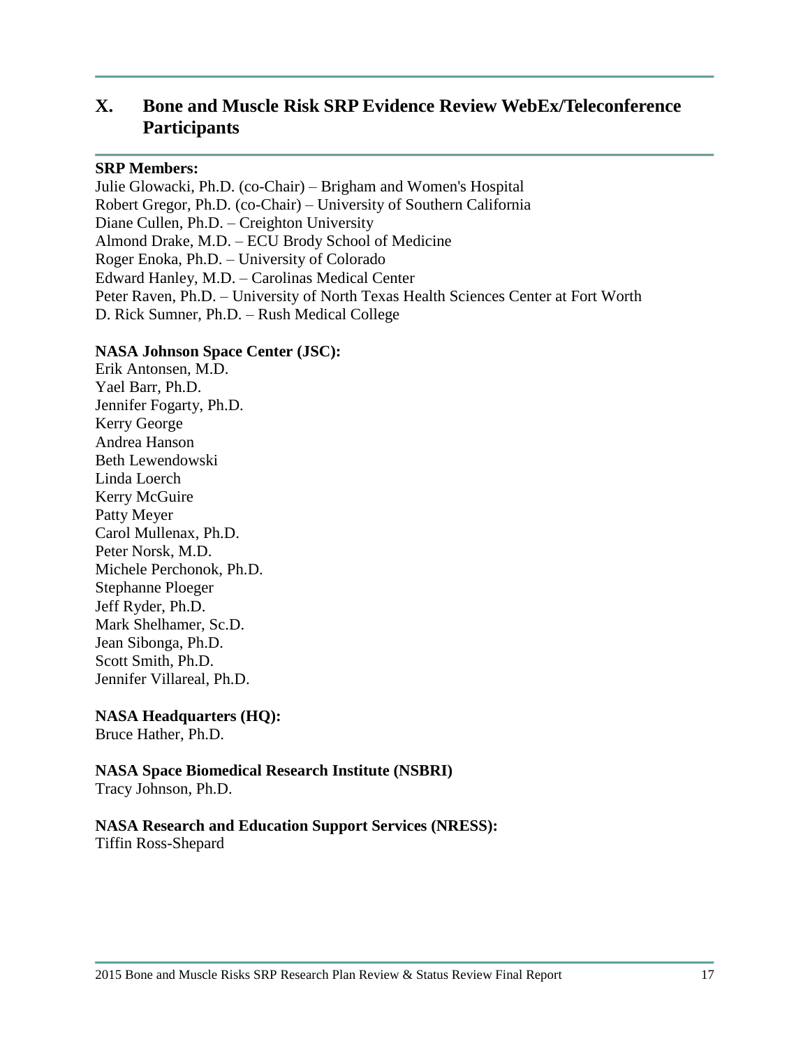# X. Bone and Muscle Risk SRP Evidence Review WebEx/Teleconference Participants

**SRP Members:**

Julie Glowacki, Ph.D. (co-Chair) – Brigham and Women's Hospital
Robert Gregor, Ph.D. (co-Chair) – University of Southern California
Diane Cullen, Ph.D. – Creighton University
Almond Drake, M.D. – ECU Brody School of Medicine
Roger Enoka, Ph.D. – University of Colorado
Edward Hanley, M.D. – Carolinas Medical Center
Peter Raven, Ph.D. – University of North Texas Health Sciences Center at Fort Worth
D. Rick Sumner, Ph.D. – Rush Medical College

**NASA Johnson Space Center (JSC):**

Erik Antonsen, M.D.
Yael Barr, Ph.D.
Jennifer Fogarty, Ph.D.
Kerry George
Andrea Hanson
Beth Lewendowski
Linda Loerch
Kerry McGuire
Patty Meyer
Carol Mullenax, Ph.D.
Peter Norsk, M.D.
Michele Perchonok, Ph.D.
Stephanne Ploeger
Jeff Ryder, Ph.D.
Mark Shelhamer, Sc.D.
Jean Sibonga, Ph.D.
Scott Smith, Ph.D.
Jennifer Villareal, Ph.D.

**NASA Headquarters (HQ):**

Bruce Hather, Ph.D.

**NASA Space Biomedical Research Institute (NSBRI)**

Tracy Johnson, Ph.D.

**NASA Research and Education Support Services (NRESS):**

Tiffin Ross-Shepard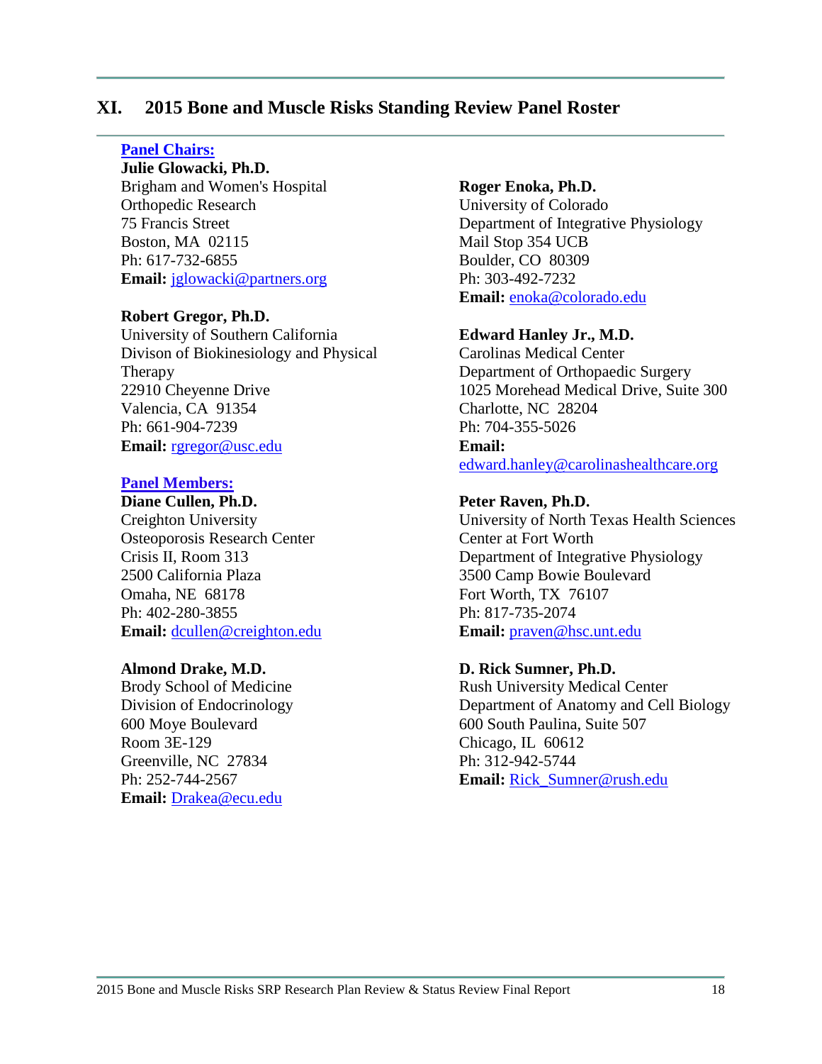# XI. 2015 Bone and Muscle Risks Standing Review Panel Roster

**Panel Chairs:**

**Julie Glowacki, Ph.D.**
Brigham and Women's Hospital
Orthopedic Research
75 Francis Street
Boston, MA 02115
Ph: 617-732-6855
**Email:** jglowacki@partners.org

**Robert Gregor, Ph.D.**
University of Southern California
Divison of Biokinesiology and Physical Therapy
22910 Cheyenne Drive
Valencia, CA 91354
Ph: 661-904-7239
**Email:** rgregor@usc.edu

**Panel Members:**

**Diane Cullen, Ph.D.**
Creighton University
Osteoporosis Research Center
Crisis II, Room 313
2500 California Plaza
Omaha, NE 68178
Ph: 402-280-3855
**Email:** dcullen@creighton.edu

**Almond Drake, M.D.**
Brody School of Medicine
Division of Endocrinology
600 Moye Boulevard
Room 3E-129
Greenville, NC 27834
Ph: 252-744-2567
**Email:** Drakea@ecu.edu

**Roger Enoka, Ph.D.**
University of Colorado
Department of Integrative Physiology
Mail Stop 354 UCB
Boulder, CO 80309
Ph: 303-492-7232
**Email:** enoka@colorado.edu

**Edward Hanley Jr., M.D.**
Carolinas Medical Center
Department of Orthopaedic Surgery
1025 Morehead Medical Drive, Suite 300
Charlotte, NC 28204
Ph: 704-355-5026
**Email:** edward.hanley@carolinashealthcare.org

**Peter Raven, Ph.D.**
University of North Texas Health Sciences Center at Fort Worth
Department of Integrative Physiology
3500 Camp Bowie Boulevard
Fort Worth, TX 76107
Ph: 817-735-2074
**Email:** praven@hsc.unt.edu

**D. Rick Sumner, Ph.D.**
Rush University Medical Center
Department of Anatomy and Cell Biology
600 South Paulina, Suite 507
Chicago, IL 60612
Ph: 312-942-5744
**Email:** Rick_Sumner@rush.edu